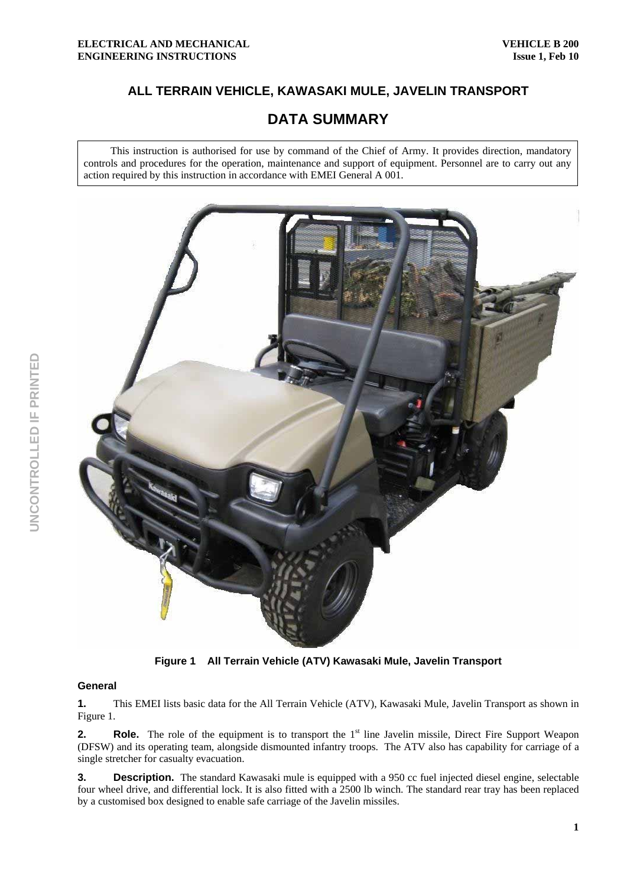# ALL TERRAIN VEHICLE, KAWASAKI MULE, JAVELIN TRANSPORT

## DATA SUMMARY

This instruction is authorised for use by command of the Chief of Army. It provides direction, mandatory controls and procedures for the operation, maintenance and support of equipment. Personnel are to carry out any action required by this instruction in accordance with EMEI General A 001.

**Figure 1 All Terrain Vehicle (ATV) Kawasaki Mule, Javelin Transport**

### General

**1.** This EMEI lists basic data for the All Terrain Vehicle (ATV), Kawasaki Mule, Javelin Transport as shown in Figure 1.

**2. Role.** The role of the equipment is to transport the 1st line Javelin missile, Direct Fire Support Weapon (DFSW) and its operating team, alongside dismounted infantry troops. The ATV also has capability for carriage of a single stretcher for casualty evacuation.

**3. Description.** The standard Kawasaki mule is equipped with a 950 cc fuel injected diesel engine, selectable four wheel drive, and differential lock. It is also fitted with a 2500 lb winch. The standard rear tray has been replaced by a customised box designed to enable safe carriage of the Javelin missiles.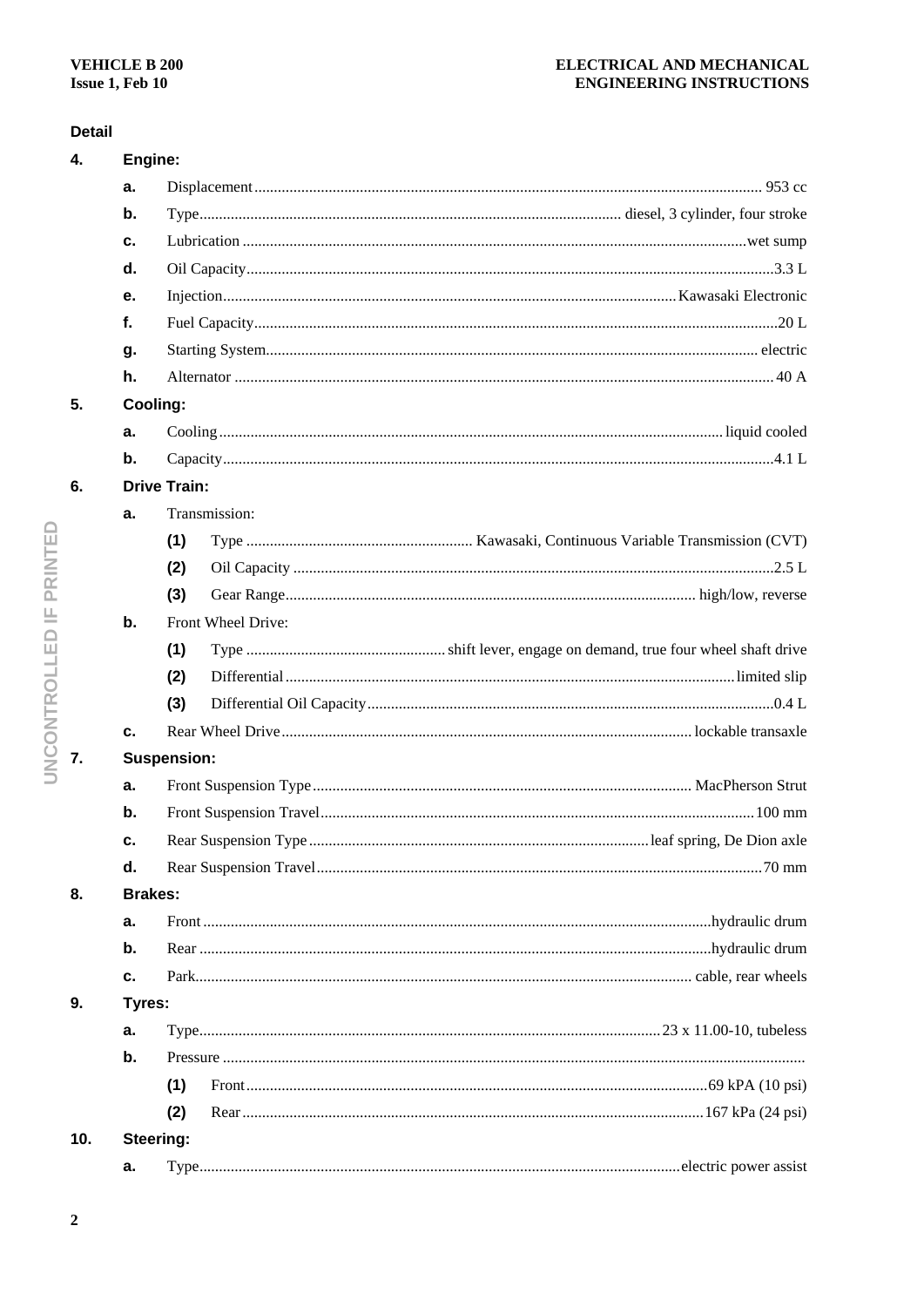**Detail**

**4. Engine:**

- **a.** Displacement ........ 953 cc
- **b.** Type ........ diesel, 3 cylinder, four stroke
- **c.** Lubrication ........ wet sump
- **d.** Oil Capacity ........ 3.3 L
- **e.** Injection ........ Kawasaki Electronic
- **f.** Fuel Capacity ........ 20 L
- **g.** Starting System ........ electric
- **h.** Alternator ........ 40 A

**5. Cooling:**

- **a.** Cooling ........ liquid cooled
- **b.** Capacity ........ 4.1 L

**6. Drive Train:**

- **a.** Transmission:
  - **(1)** Type ........ Kawasaki, Continuous Variable Transmission (CVT)
  - **(2)** Oil Capacity ........ 2.5 L
  - **(3)** Gear Range ........ high/low, reverse
- **b.** Front Wheel Drive:
  - **(1)** Type ........ shift lever, engage on demand, true four wheel shaft drive
  - **(2)** Differential ........ limited slip
  - **(3)** Differential Oil Capacity ........ 0.4 L
- **c.** Rear Wheel Drive ........ lockable transaxle

**7. Suspension:**

- **a.** Front Suspension Type ........ MacPherson Strut
- **b.** Front Suspension Travel ........ 100 mm
- **c.** Rear Suspension Type ........ leaf spring, De Dion axle
- **d.** Rear Suspension Travel ........ 70 mm

**8. Brakes:**

- **a.** Front ........ hydraulic drum
- **b.** Rear ........ hydraulic drum
- **c.** Park ........ cable, rear wheels

**9. Tyres:**

- **a.** Type ........ 23 x 11.00-10, tubeless
- **b.** Pressure ........
  - **(1)** Front ........ 69 kPA (10 psi)
  - **(2)** Rear ........ 167 kPa (24 psi)

**10. Steering:**

- **a.** Type ........ electric power assist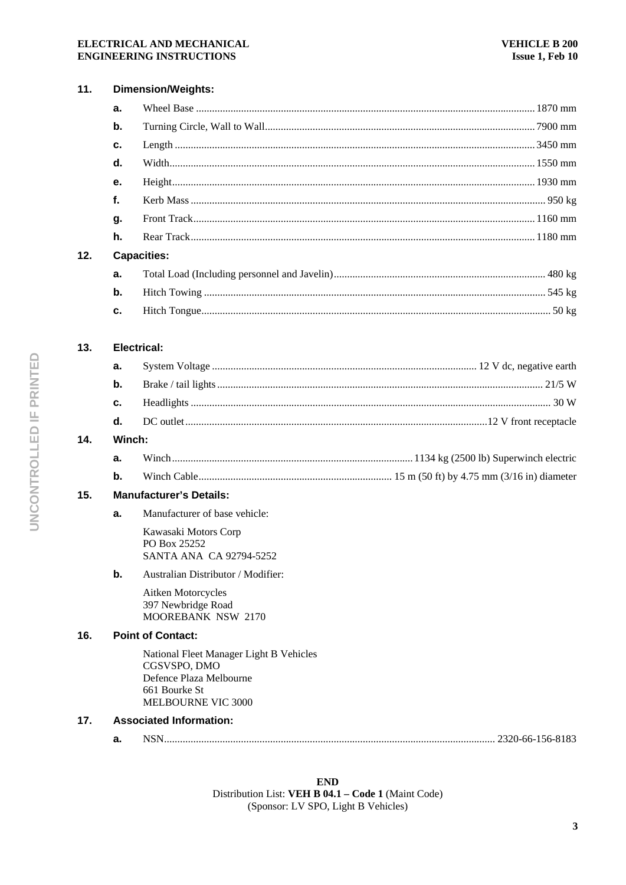## 11. Dimension/Weights:

- **a.** Wheel Base ........ 1870 mm
- **b.** Turning Circle, Wall to Wall ........ 7900 mm
- **c.** Length ........ 3450 mm
- **d.** Width ........ 1550 mm
- **e.** Height ........ 1930 mm
- **f.** Kerb Mass ........ 950 kg
- **g.** Front Track ........ 1160 mm
- **h.** Rear Track ........ 1180 mm

## 12. Capacities:

- **a.** Total Load (Including personnel and Javelin) ........ 480 kg
- **b.** Hitch Towing ........ 545 kg
- **c.** Hitch Tongue ........ 50 kg

## 13. Electrical:

- **a.** System Voltage ........ 12 V dc, negative earth
- **b.** Brake / tail lights ........ 21/5 W
- **c.** Headlights ........ 30 W
- **d.** DC outlet ........ 12 V front receptacle

## 14. Winch:

- **a.** Winch ........ 1134 kg (2500 lb) Superwinch electric
- **b.** Winch Cable ........ 15 m (50 ft) by 4.75 mm (3/16 in) diameter

## 15. Manufacturer's Details:

- **a.** Manufacturer of base vehicle:

  Kawasaki Motors Corp
  PO Box 25252
  SANTA ANA CA 92794-5252

- **b.** Australian Distributor / Modifier:

  Aitken Motorcycles
  397 Newbridge Road
  MOOREBANK NSW 2170

## 16. Point of Contact:

National Fleet Manager Light B Vehicles
CGSVSPO, DMO
Defence Plaza Melbourne
661 Bourke St
MELBOURNE VIC 3000

## 17. Associated Information:

- **a.** NSN ........ 2320-66-156-8183

**END**

Distribution List: **VEH B 04.1 – Code 1** (Maint Code)
(Sponsor: LV SPO, Light B Vehicles)